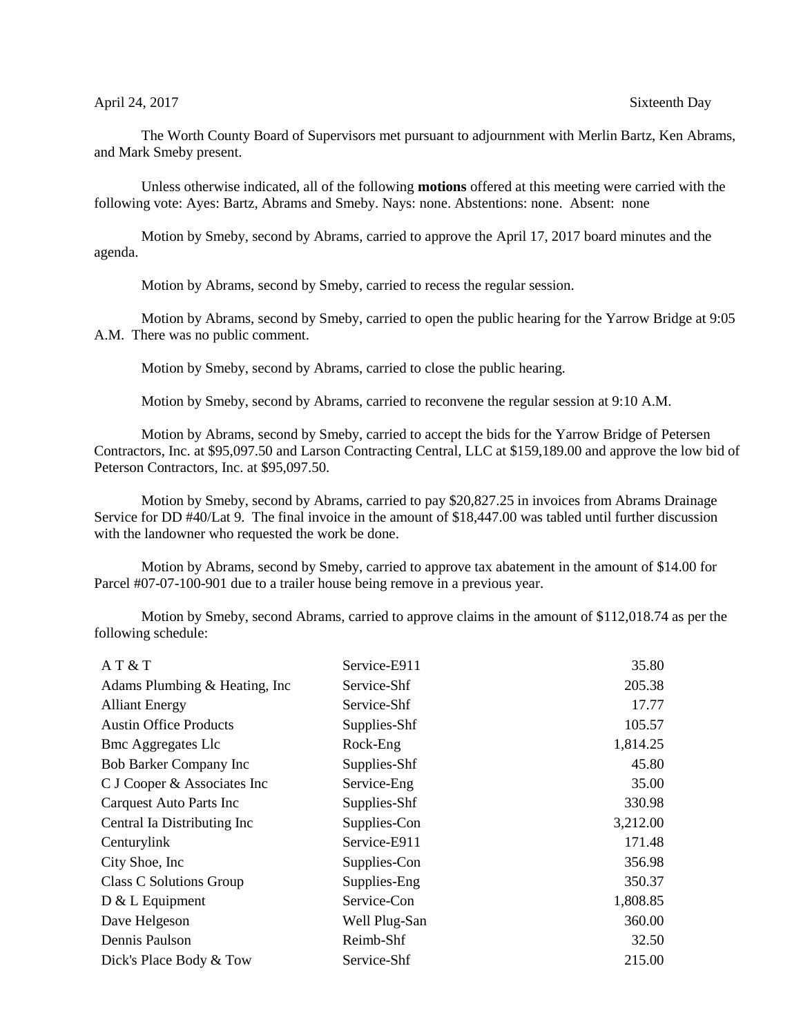April 24, 2017 Sixteenth Day

The Worth County Board of Supervisors met pursuant to adjournment with Merlin Bartz, Ken Abrams, and Mark Smeby present.

Unless otherwise indicated, all of the following **motions** offered at this meeting were carried with the following vote: Ayes: Bartz, Abrams and Smeby. Nays: none. Abstentions: none. Absent: none

Motion by Smeby, second by Abrams, carried to approve the April 17, 2017 board minutes and the agenda.

Motion by Abrams, second by Smeby, carried to recess the regular session.

Motion by Abrams, second by Smeby, carried to open the public hearing for the Yarrow Bridge at 9:05 A.M. There was no public comment.

Motion by Smeby, second by Abrams, carried to close the public hearing.

Motion by Smeby, second by Abrams, carried to reconvene the regular session at 9:10 A.M.

Motion by Abrams, second by Smeby, carried to accept the bids for the Yarrow Bridge of Petersen Contractors, Inc. at $95,097.50 and Larson Contracting Central, LLC at $159,189.00 and approve the low bid of Peterson Contractors, Inc. at $95,097.50.

Motion by Smeby, second by Abrams, carried to pay $20,827.25 in invoices from Abrams Drainage Service for DD #40/Lat 9. The final invoice in the amount of $18,447.00 was tabled until further discussion with the landowner who requested the work be done.

Motion by Abrams, second by Smeby, carried to approve tax abatement in the amount of $14.00 for Parcel #07-07-100-901 due to a trailer house being remove in a previous year.

Motion by Smeby, second Abrams, carried to approve claims in the amount of $112,018.74 as per the following schedule:

| | | |
|---|---|---:|
| A T & T | Service-E911 | 35.80 |
| Adams Plumbing & Heating, Inc | Service-Shf | 205.38 |
| Alliant Energy | Service-Shf | 17.77 |
| Austin Office Products | Supplies-Shf | 105.57 |
| Bmc Aggregates Llc | Rock-Eng | 1,814.25 |
| Bob Barker Company Inc | Supplies-Shf | 45.80 |
| C J Cooper & Associates Inc | Service-Eng | 35.00 |
| Carquest Auto Parts Inc | Supplies-Shf | 330.98 |
| Central Ia Distributing Inc | Supplies-Con | 3,212.00 |
| Centurylink | Service-E911 | 171.48 |
| City Shoe, Inc | Supplies-Con | 356.98 |
| Class C Solutions Group | Supplies-Eng | 350.37 |
| D & L Equipment | Service-Con | 1,808.85 |
| Dave Helgeson | Well Plug-San | 360.00 |
| Dennis Paulson | Reimb-Shf | 32.50 |
| Dick's Place Body & Tow | Service-Shf | 215.00 |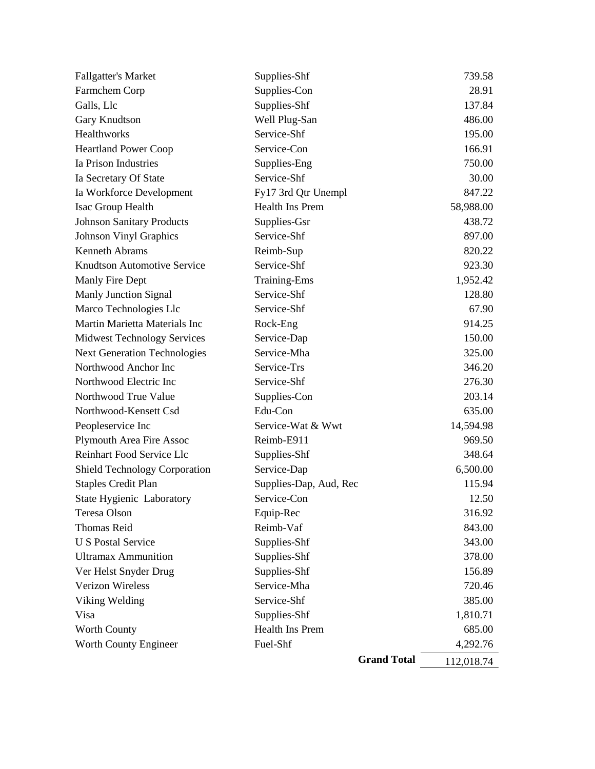| | | |
|---|---|---|
| Fallgatter's Market | Supplies-Shf | 739.58 |
| Farmchem Corp | Supplies-Con | 28.91 |
| Galls, Llc | Supplies-Shf | 137.84 |
| Gary Knudtson | Well Plug-San | 486.00 |
| Healthworks | Service-Shf | 195.00 |
| Heartland Power Coop | Service-Con | 166.91 |
| Ia Prison Industries | Supplies-Eng | 750.00 |
| Ia Secretary Of State | Service-Shf | 30.00 |
| Ia Workforce Development | Fy17 3rd Qtr Unempl | 847.22 |
| Isac Group Health | Health Ins Prem | 58,988.00 |
| Johnson Sanitary Products | Supplies-Gsr | 438.72 |
| Johnson Vinyl Graphics | Service-Shf | 897.00 |
| Kenneth Abrams | Reimb-Sup | 820.22 |
| Knudtson Automotive Service | Service-Shf | 923.30 |
| Manly Fire Dept | Training-Ems | 1,952.42 |
| Manly Junction Signal | Service-Shf | 128.80 |
| Marco Technologies Llc | Service-Shf | 67.90 |
| Martin Marietta Materials Inc | Rock-Eng | 914.25 |
| Midwest Technology Services | Service-Dap | 150.00 |
| Next Generation Technologies | Service-Mha | 325.00 |
| Northwood Anchor Inc | Service-Trs | 346.20 |
| Northwood Electric Inc | Service-Shf | 276.30 |
| Northwood True Value | Supplies-Con | 203.14 |
| Northwood-Kensett Csd | Edu-Con | 635.00 |
| Peopleservice Inc | Service-Wat & Wwt | 14,594.98 |
| Plymouth Area Fire Assoc | Reimb-E911 | 969.50 |
| Reinhart Food Service Llc | Supplies-Shf | 348.64 |
| Shield Technology Corporation | Service-Dap | 6,500.00 |
| Staples Credit Plan | Supplies-Dap, Aud, Rec | 115.94 |
| State Hygienic Laboratory | Service-Con | 12.50 |
| Teresa Olson | Equip-Rec | 316.92 |
| Thomas Reid | Reimb-Vaf | 843.00 |
| U S Postal Service | Supplies-Shf | 343.00 |
| Ultramax Ammunition | Supplies-Shf | 378.00 |
| Ver Helst Snyder Drug | Supplies-Shf | 156.89 |
| Verizon Wireless | Service-Mha | 720.46 |
| Viking Welding | Service-Shf | 385.00 |
| Visa | Supplies-Shf | 1,810.71 |
| Worth County | Health Ins Prem | 685.00 |
| Worth County Engineer | Fuel-Shf | 4,292.76 |
| | **Grand Total** | 112,018.74 |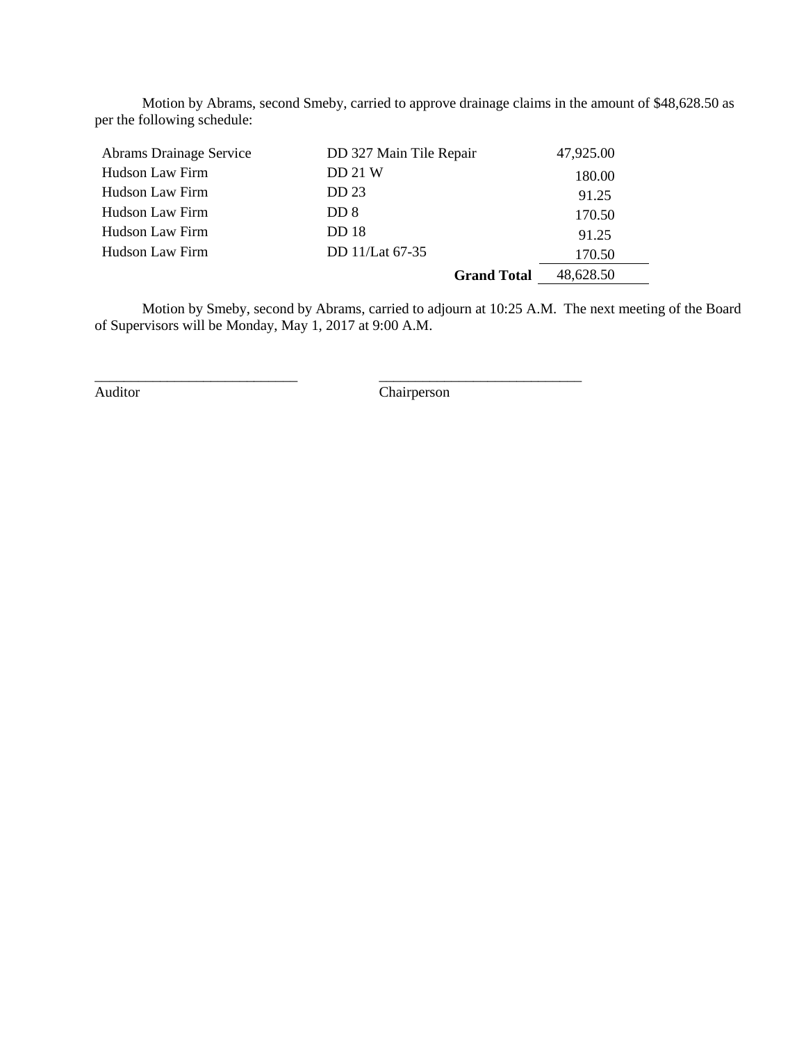Motion by Abrams, second Smeby, carried to approve drainage claims in the amount of $48,628.50 as per the following schedule:

| | | |
|---|---|---|
| Abrams Drainage Service | DD 327 Main Tile Repair | 47,925.00 |
| Hudson Law Firm | DD 21 W | 180.00 |
| Hudson Law Firm | DD 23 | 91.25 |
| Hudson Law Firm | DD 8 | 170.50 |
| Hudson Law Firm | DD 18 | 91.25 |
| Hudson Law Firm | DD 11/Lat 67-35 | 170.50 |
| | **Grand Total** | 48,628.50 |

Motion by Smeby, second by Abrams, carried to adjourn at 10:25 A.M. The next meeting of the Board of Supervisors will be Monday, May 1, 2017 at 9:00 A.M.

\_\_\_\_\_\_\_\_\_\_\_\_\_\_\_\_\_\_\_\_\_\_\_\_\_\_\_\_ \_\_\_\_\_\_\_\_\_\_\_\_\_\_\_\_\_\_\_\_\_\_\_\_\_\_\_\_

Auditor Chairperson